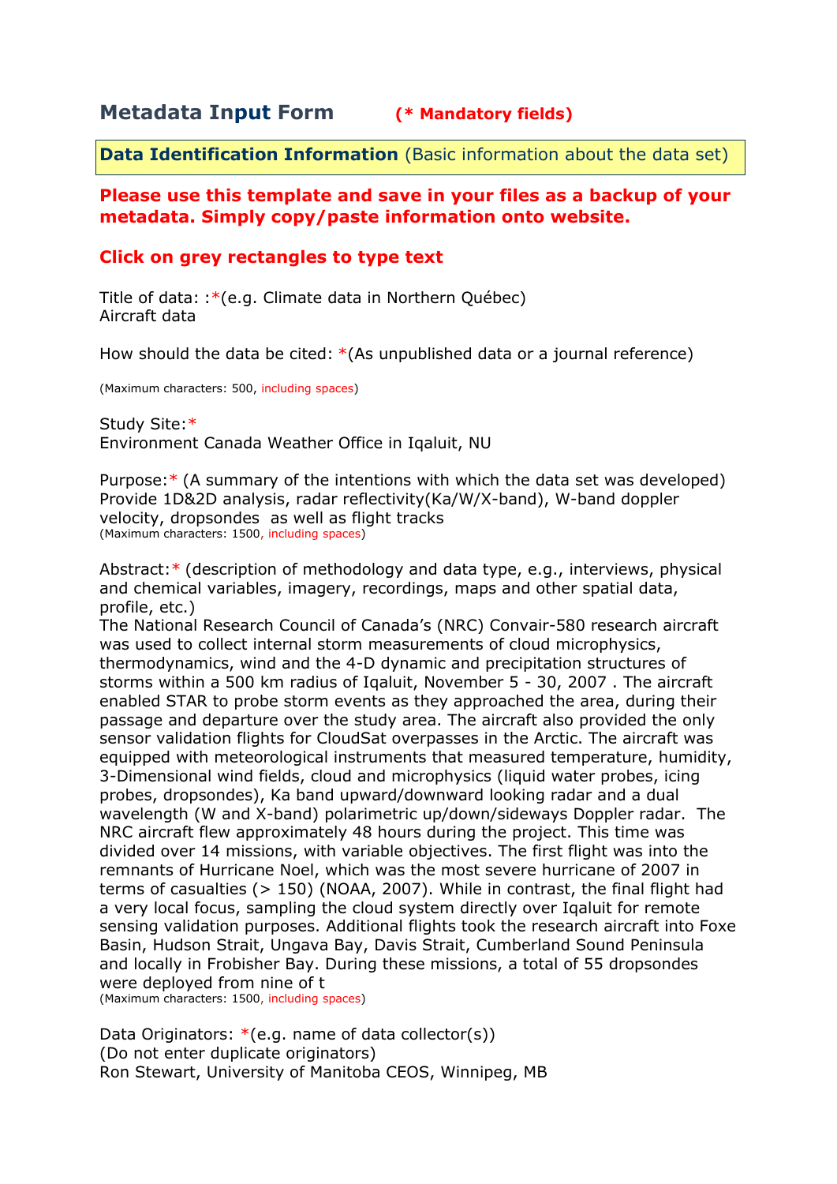## Metadata Input Form **(* Mandatory fields)**

**Data Identification Information** (Basic information about the data set)

**Please use this template and save in your files as a backup of your metadata. Simply copy/paste information onto website.**

**Click on grey rectangles to type text**

Title of data: :*(e.g. Climate data in Northern Québec)
Aircraft data

How should the data be cited: *(As unpublished data or a journal reference)

(Maximum characters: 500, including spaces)

Study Site:*
Environment Canada Weather Office in Iqaluit, NU

Purpose:* (A summary of the intentions with which the data set was developed)
Provide 1D&2D analysis, radar reflectivity(Ka/W/X-band), W-band doppler velocity, dropsondes as well as flight tracks
(Maximum characters: 1500, including spaces)

Abstract:* (description of methodology and data type, e.g., interviews, physical and chemical variables, imagery, recordings, maps and other spatial data, profile, etc.)
The National Research Council of Canada's (NRC) Convair-580 research aircraft was used to collect internal storm measurements of cloud microphysics, thermodynamics, wind and the 4-D dynamic and precipitation structures of storms within a 500 km radius of Iqaluit, November 5 - 30, 2007 . The aircraft enabled STAR to probe storm events as they approached the area, during their passage and departure over the study area. The aircraft also provided the only sensor validation flights for CloudSat overpasses in the Arctic. The aircraft was equipped with meteorological instruments that measured temperature, humidity, 3-Dimensional wind fields, cloud and microphysics (liquid water probes, icing probes, dropsondes), Ka band upward/downward looking radar and a dual wavelength (W and X-band) polarimetric up/down/sideways Doppler radar. The NRC aircraft flew approximately 48 hours during the project. This time was divided over 14 missions, with variable objectives. The first flight was into the remnants of Hurricane Noel, which was the most severe hurricane of 2007 in terms of casualties (> 150) (NOAA, 2007). While in contrast, the final flight had a very local focus, sampling the cloud system directly over Iqaluit for remote sensing validation purposes. Additional flights took the research aircraft into Foxe Basin, Hudson Strait, Ungava Bay, Davis Strait, Cumberland Sound Peninsula and locally in Frobisher Bay. During these missions, a total of 55 dropsondes were deployed from nine of t
(Maximum characters: 1500, including spaces)

Data Originators: *(e.g. name of data collector(s))
(Do not enter duplicate originators)
Ron Stewart, University of Manitoba CEOS, Winnipeg, MB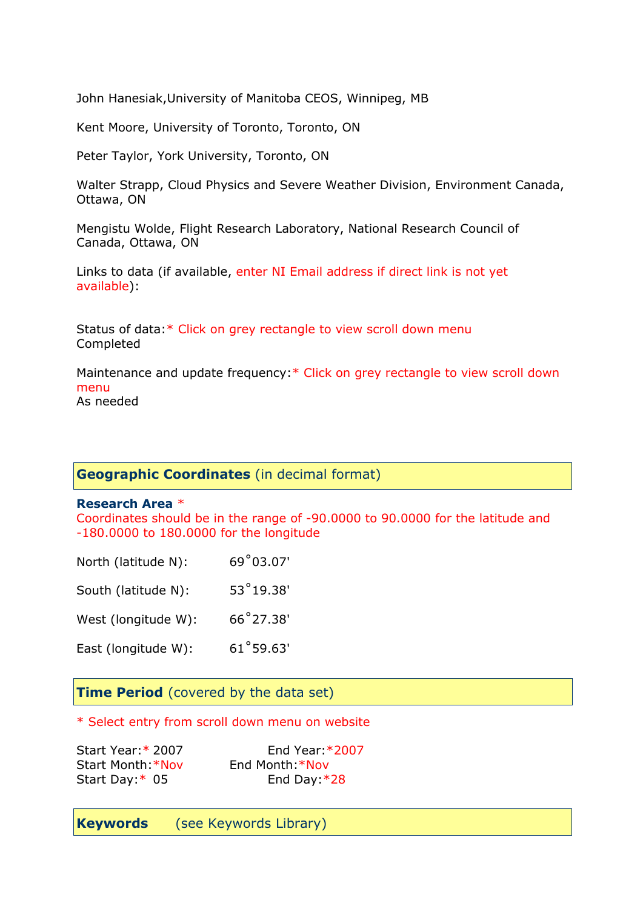John Hanesiak,University of Manitoba CEOS, Winnipeg, MB

Kent Moore, University of Toronto, Toronto, ON

Peter Taylor, York University, Toronto, ON

Walter Strapp, Cloud Physics and Severe Weather Division, Environment Canada, Ottawa, ON

Mengistu Wolde, Flight Research Laboratory, National Research Council of Canada, Ottawa, ON

Links to data (if available, enter NI Email address if direct link is not yet available):

Status of data:* Click on grey rectangle to view scroll down menu
Completed

Maintenance and update frequency:* Click on grey rectangle to view scroll down menu
As needed

## Geographic Coordinates (in decimal format)

**Research Area** *
Coordinates should be in the range of -90.0000 to 90.0000 for the latitude and -180.0000 to 180.0000 for the longitude

North (latitude N): 69˚03.07'

South (latitude N): 53˚19.38'

West (longitude W): 66˚27.38'

East (longitude W): 61˚59.63'

## Time Period (covered by the data set)

* Select entry from scroll down menu on website

Start Year:* 2007 End Year:*2007
Start Month:*Nov End Month:*Nov
Start Day:* 05 End Day:*28

## Keywords (see Keywords Library)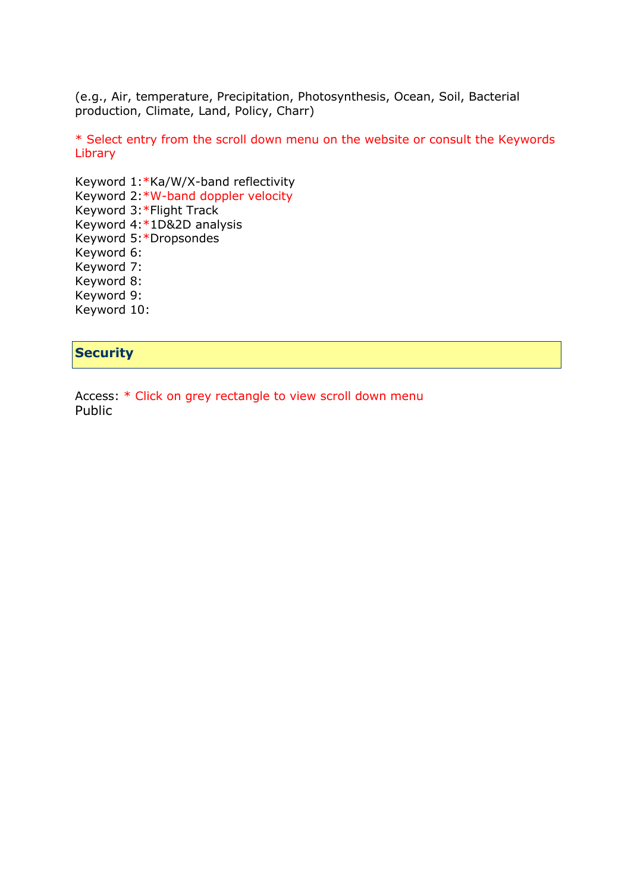(e.g., Air, temperature, Precipitation, Photosynthesis, Ocean, Soil, Bacterial production, Climate, Land, Policy, Charr)

* Select entry from the scroll down menu on the website or consult the Keywords Library

Keyword 1:*Ka/W/X-band reflectivity
Keyword 2:*W-band doppler velocity
Keyword 3:*Flight Track
Keyword 4:*1D&2D analysis
Keyword 5:*Dropsondes
Keyword 6:
Keyword 7:
Keyword 8:
Keyword 9:
Keyword 10:

## Security

Access: * Click on grey rectangle to view scroll down menu
Public